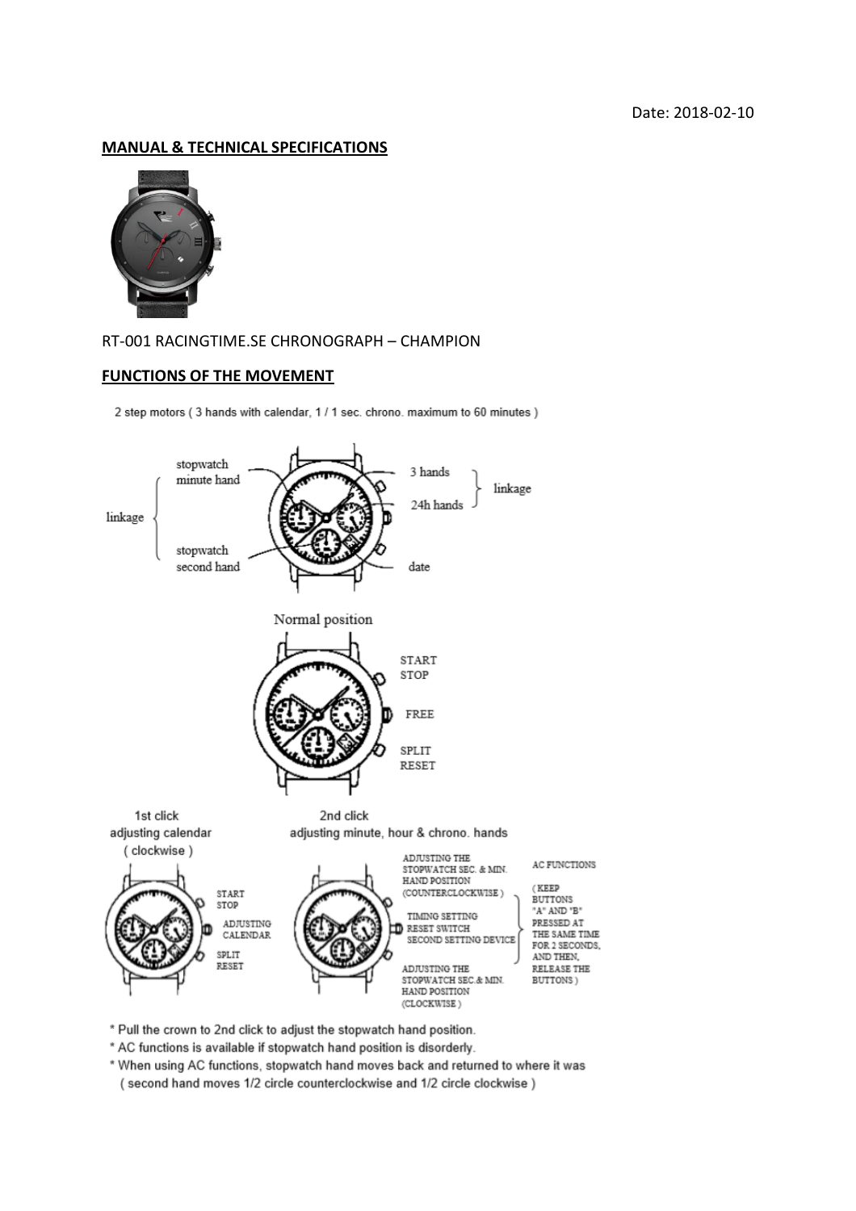Date: 2018-02-10

**MANUAL & TECHNICAL SPECIFICATIONS**

RT-001 RACINGTIME.SE CHRONOGRAPH – CHAMPION

**FUNCTIONS OF THE MOVEMENT**

2 step motors ( 3 hands with calendar, 1 / 1 sec. chrono. maximum to 60 minutes )

linkage: stopwatch minute hand, stopwatch second hand

linkage: 3 hands, 24h hands

date

Normal position

START STOP

FREE

SPLIT RESET

1st click
adjusting calendar
( clockwise )

START STOP

ADJUSTING CALENDAR

SPLIT RESET

2nd click
adjusting minute, hour & chrono. hands

ADJUSTING THE STOPWATCH SEC. & MIN. HAND POSITION (COUNTERCLOCKWISE)

TIMING SETTING RESET SWITCH SECOND SETTING DEVICE

ADJUSTING THE STOPWATCH SEC.& MIN. HAND POSITION (CLOCKWISE)

AC FUNCTIONS

( KEEP BUTTONS "A" AND "B" PRESSED AT THE SAME TIME FOR 2 SECONDS, AND THEN, RELEASE THE BUTTONS )

* Pull the crown to 2nd click to adjust the stopwatch hand position.
* AC functions is available if stopwatch hand position is disorderly.
* When using AC functions, stopwatch hand moves back and returned to where it was ( second hand moves 1/2 circle counterclockwise and 1/2 circle clockwise )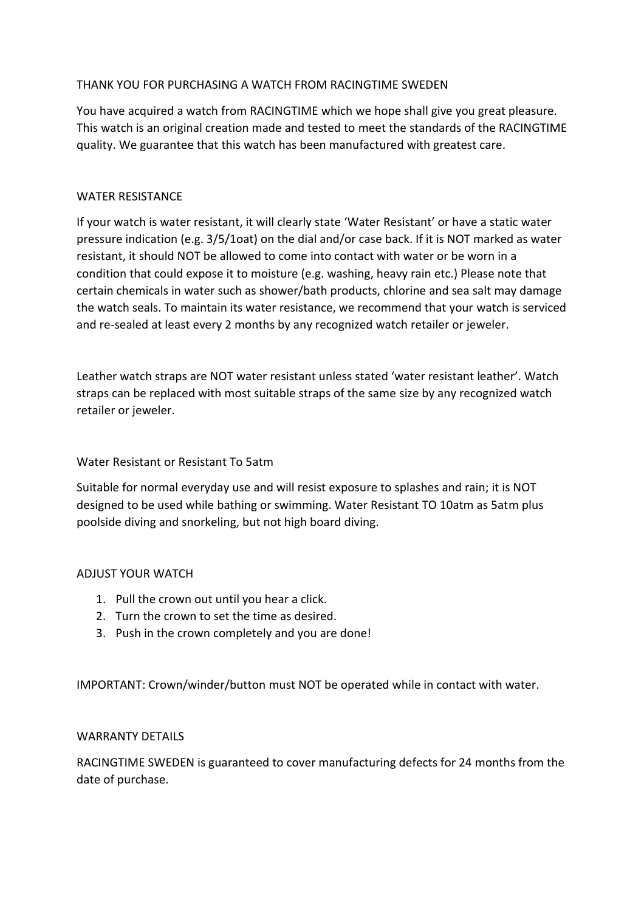## THANK YOU FOR PURCHASING A WATCH FROM RACINGTIME SWEDEN

You have acquired a watch from RACINGTIME which we hope shall give you great pleasure. This watch is an original creation made and tested to meet the standards of the RACINGTIME quality. We guarantee that this watch has been manufactured with greatest care.

## WATER RESISTANCE

If your watch is water resistant, it will clearly state 'Water Resistant' or have a static water pressure indication (e.g. 3/5/1oat) on the dial and/or case back. If it is NOT marked as water resistant, it should NOT be allowed to come into contact with water or be worn in a condition that could expose it to moisture (e.g. washing, heavy rain etc.) Please note that certain chemicals in water such as shower/bath products, chlorine and sea salt may damage the watch seals. To maintain its water resistance, we recommend that your watch is serviced and re-sealed at least every 2 months by any recognized watch retailer or jeweler.

Leather watch straps are NOT water resistant unless stated 'water resistant leather'. Watch straps can be replaced with most suitable straps of the same size by any recognized watch retailer or jeweler.

### Water Resistant or Resistant To 5atm

Suitable for normal everyday use and will resist exposure to splashes and rain; it is NOT designed to be used while bathing or swimming. Water Resistant TO 10atm as 5atm plus poolside diving and snorkeling, but not high board diving.

## ADJUST YOUR WATCH

1. Pull the crown out until you hear a click.
2. Turn the crown to set the time as desired.
3. Push in the crown completely and you are done!

IMPORTANT: Crown/winder/button must NOT be operated while in contact with water.

## WARRANTY DETAILS

RACINGTIME SWEDEN is guaranteed to cover manufacturing defects for 24 months from the date of purchase.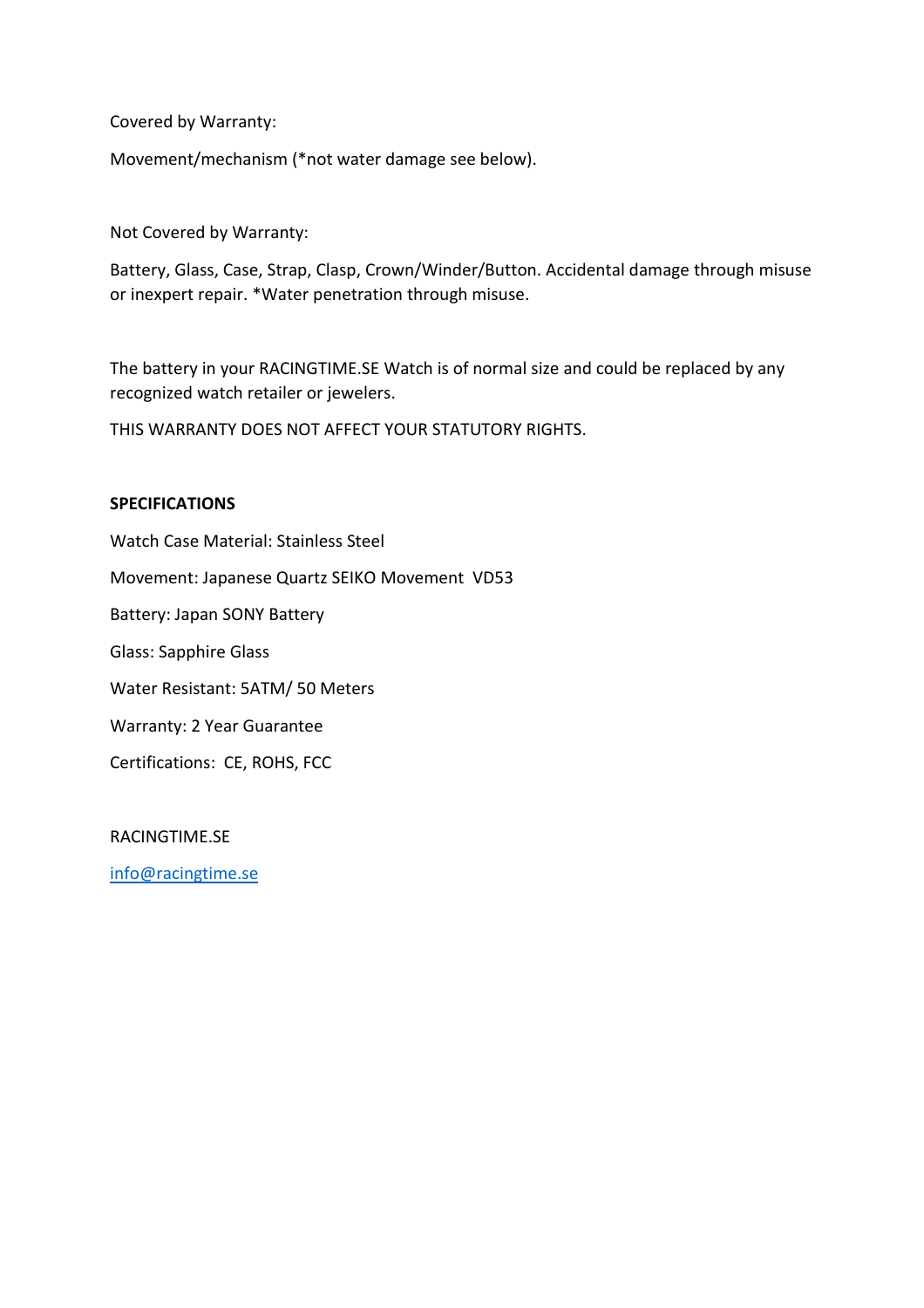Covered by Warranty:

Movement/mechanism (*not water damage see below).

Not Covered by Warranty:

Battery, Glass, Case, Strap, Clasp, Crown/Winder/Button. Accidental damage through misuse or inexpert repair. *Water penetration through misuse.

The battery in your RACINGTIME.SE Watch is of normal size and could be replaced by any recognized watch retailer or jewelers.

THIS WARRANTY DOES NOT AFFECT YOUR STATUTORY RIGHTS.

**SPECIFICATIONS**

Watch Case Material: Stainless Steel

Movement: Japanese Quartz SEIKO Movement VD53

Battery: Japan SONY Battery

Glass: Sapphire Glass

Water Resistant: 5ATM/ 50 Meters

Warranty: 2 Year Guarantee

Certifications: CE, ROHS, FCC

RACINGTIME.SE

[info@racingtime.se](mailto:info@racingtime.se)